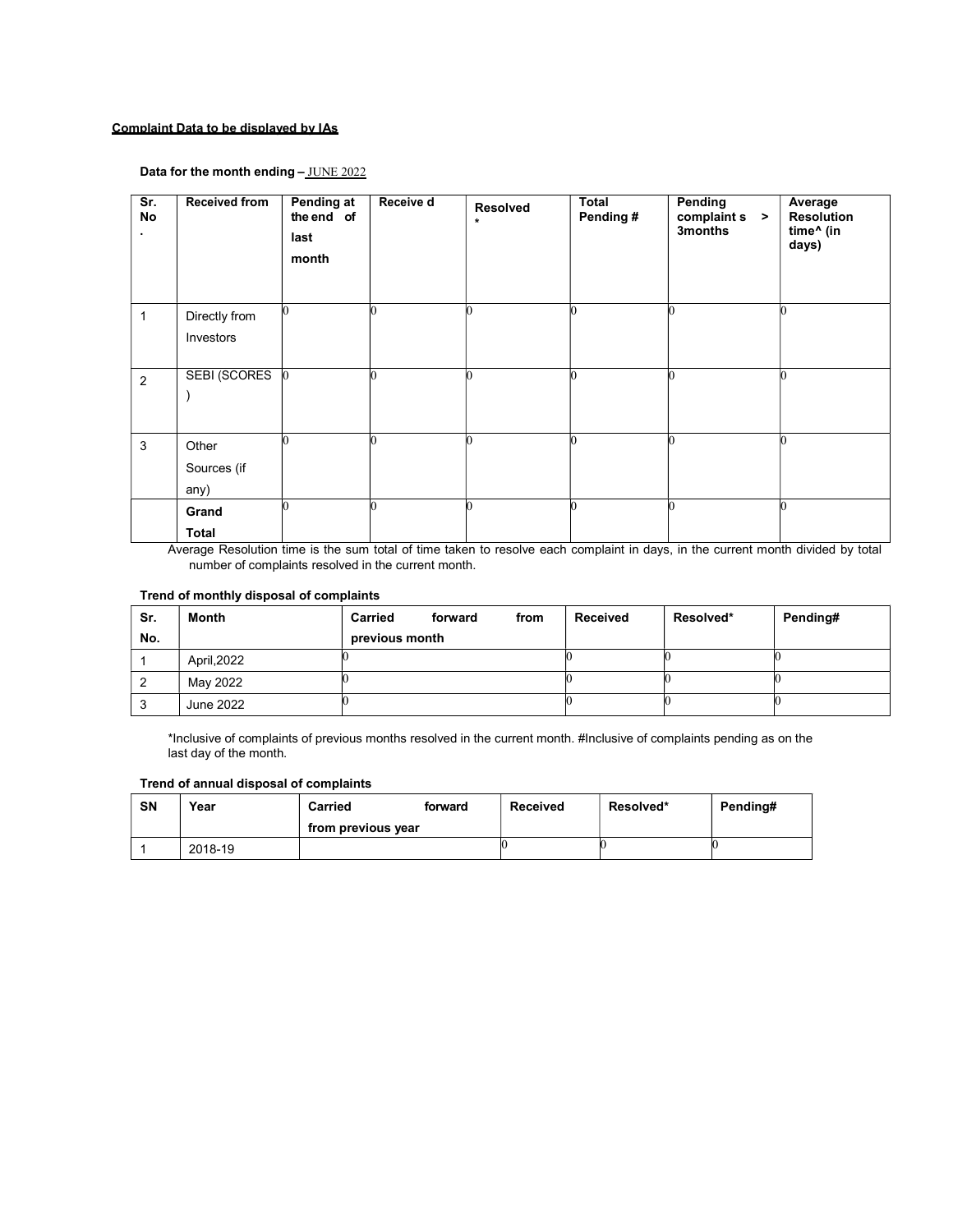**Complaint Data to be displayed by IAs**

**Data for the month ending –** JUNE 2022

| Sr. No. | Received from | Pending at the end of last month | Receive d | Resolved * | Total Pending # | Pending complaint s > 3months | Average Resolution time^ (in days) |
|---|---|---|---|---|---|---|---|
| 1 | Directly from Investors | 0 | 0 | 0 | 0 | 0 | 0 |
| 2 | SEBI (SCORES ) | 0 | 0 | 0 | 0 | 0 | 0 |
| 3 | Other Sources (if any) | 0 | 0 | 0 | 0 | 0 | 0 |
| | **Grand Total** | 0 | 0 | 0 | 0 | 0 | 0 |

Average Resolution time is the sum total of time taken to resolve each complaint in days, in the current month divided by total number of complaints resolved in the current month.

**Trend of monthly disposal of complaints**

| Sr. No. | Month | Carried forward from previous month | Received | Resolved* | Pending# |
|---|---|---|---|---|---|
| 1 | April,2022 | 0 | 0 | 0 | 0 |
| 2 | May 2022 | 0 | 0 | 0 | 0 |
| 3 | June 2022 | 0 | 0 | 0 | 0 |

*Inclusive of complaints of previous months resolved in the current month. #Inclusive of complaints pending as on the last day of the month.

**Trend of annual disposal of complaints**

| SN | Year | Carried forward from previous year | Received | Resolved* | Pending# |
|---|---|---|---|---|---|
| 1 | 2018-19 | | 0 | 0 | 0 |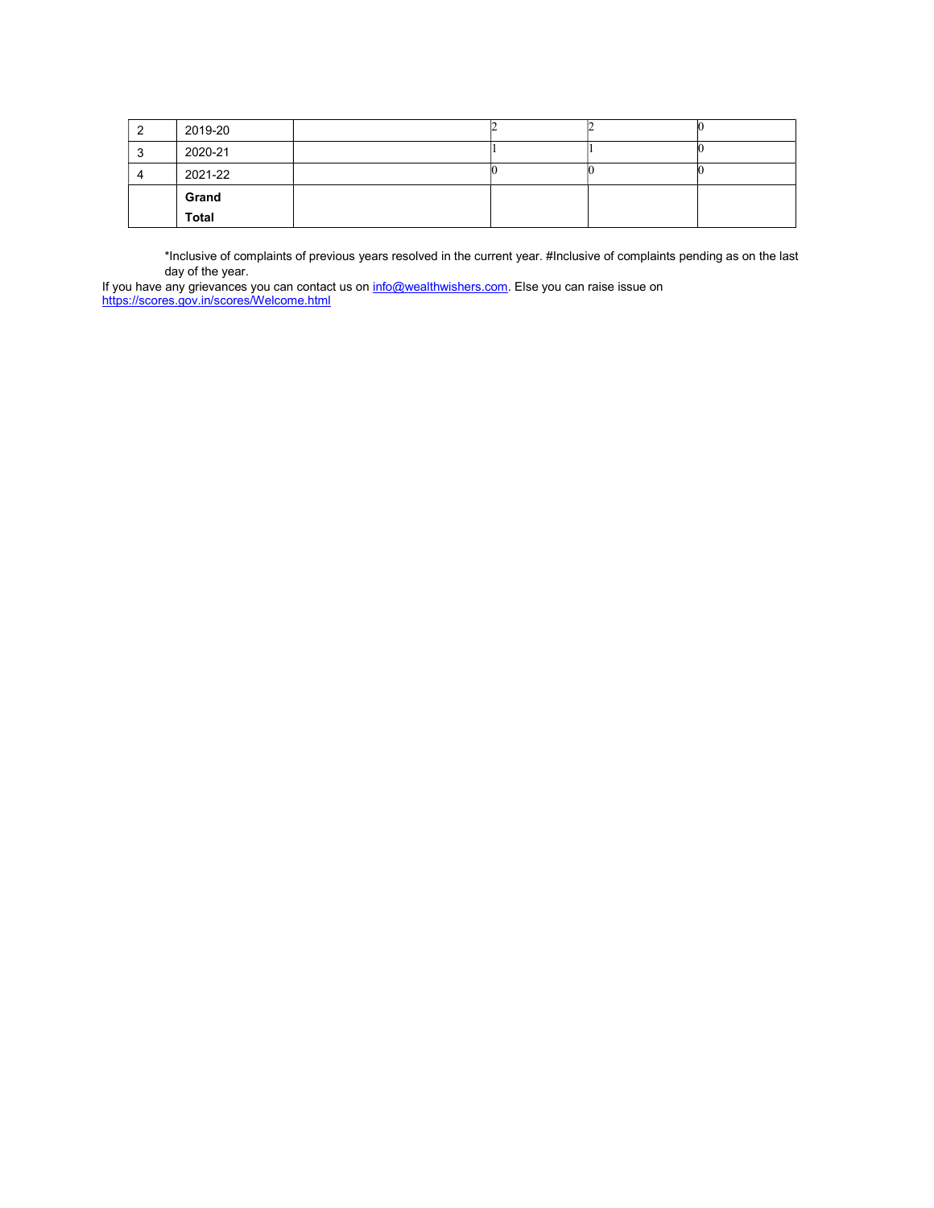| | | | | | |
|---|---|---|---|---|---|
| 2 | 2019-20 | | 2 | 2 | 0 |
| 3 | 2020-21 | | 1 | 1 | 0 |
| 4 | 2021-22 | | 0 | 0 | 0 |
| | **Grand Total** | | | | |

*Inclusive of complaints of previous years resolved in the current year. #Inclusive of complaints pending as on the last day of the year.

If you have any grievances you can contact us on info@wealthwishers.com. Else you can raise issue on https://scores.gov.in/scores/Welcome.html